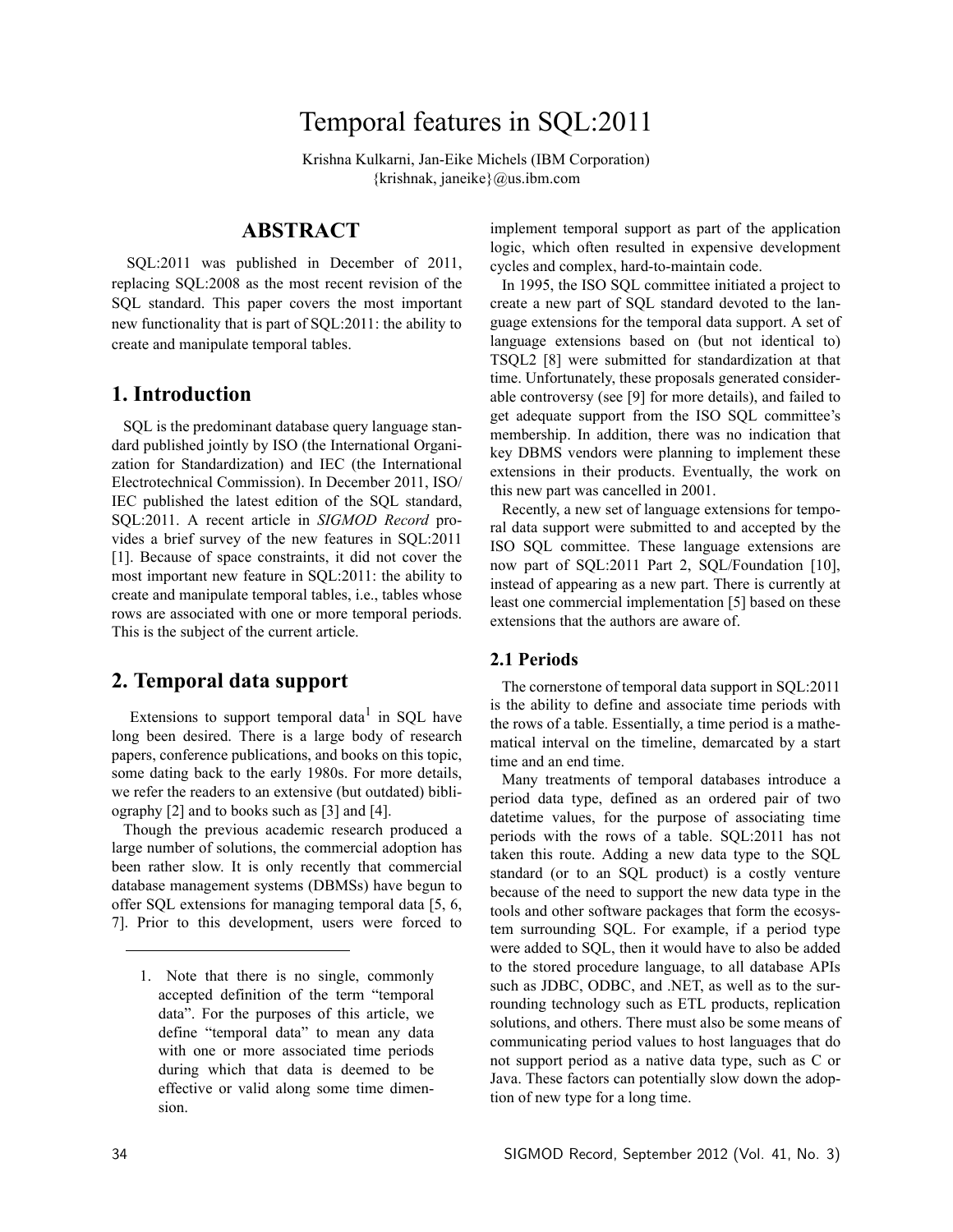# Temporal features in SQL:2011

Krishna Kulkarni, Jan-Eike Michels (IBM Corporation)
{krishnak, janeike}@us.ibm.com

## ABSTRACT

SQL:2011 was published in December of 2011, replacing SQL:2008 as the most recent revision of the SQL standard. This paper covers the most important new functionality that is part of SQL:2011: the ability to create and manipulate temporal tables.

## 1. Introduction

SQL is the predominant database query language standard published jointly by ISO (the International Organization for Standardization) and IEC (the International Electrotechnical Commission). In December 2011, ISO/IEC published the latest edition of the SQL standard, SQL:2011. A recent article in *SIGMOD Record* provides a brief survey of the new features in SQL:2011 [1]. Because of space constraints, it did not cover the most important new feature in SQL:2011: the ability to create and manipulate temporal tables, i.e., tables whose rows are associated with one or more temporal periods. This is the subject of the current article.

## 2. Temporal data support

Extensions to support temporal data[1] in SQL have long been desired. There is a large body of research papers, conference publications, and books on this topic, some dating back to the early 1980s. For more details, we refer the readers to an extensive (but outdated) bibliography [2] and to books such as [3] and [4].

Though the previous academic research produced a large number of solutions, the commercial adoption has been rather slow. It is only recently that commercial database management systems (DBMSs) have begun to offer SQL extensions for managing temporal data [5, 6, 7]. Prior to this development, users were forced to implement temporal support as part of the application logic, which often resulted in expensive development cycles and complex, hard-to-maintain code.

In 1995, the ISO SQL committee initiated a project to create a new part of SQL standard devoted to the language extensions for the temporal data support. A set of language extensions based on (but not identical to) TSQL2 [8] were submitted for standardization at that time. Unfortunately, these proposals generated considerable controversy (see [9] for more details), and failed to get adequate support from the ISO SQL committee's membership. In addition, there was no indication that key DBMS vendors were planning to implement these extensions in their products. Eventually, the work on this new part was cancelled in 2001.

Recently, a new set of language extensions for temporal data support were submitted to and accepted by the ISO SQL committee. These language extensions are now part of SQL:2011 Part 2, SQL/Foundation [10], instead of appearing as a new part. There is currently at least one commercial implementation [5] based on these extensions that the authors are aware of.

### 2.1 Periods

The cornerstone of temporal data support in SQL:2011 is the ability to define and associate time periods with the rows of a table. Essentially, a time period is a mathematical interval on the timeline, demarcated by a start time and an end time.

Many treatments of temporal databases introduce a period data type, defined as an ordered pair of two datetime values, for the purpose of associating time periods with the rows of a table. SQL:2011 has not taken this route. Adding a new data type to the SQL standard (or to an SQL product) is a costly venture because of the need to support the new data type in the tools and other software packages that form the ecosystem surrounding SQL. For example, if a period type were added to SQL, then it would have to also be added to the stored procedure language, to all database APIs such as JDBC, ODBC, and .NET, as well as to the surrounding technology such as ETL products, replication solutions, and others. There must also be some means of communicating period values to host languages that do not support period as a native data type, such as C or Java. These factors can potentially slow down the adoption of new type for a long time.

1. Note that there is no single, commonly accepted definition of the term "temporal data". For the purposes of this article, we define "temporal data" to mean any data with one or more associated time periods during which that data is deemed to be effective or valid along some time dimension.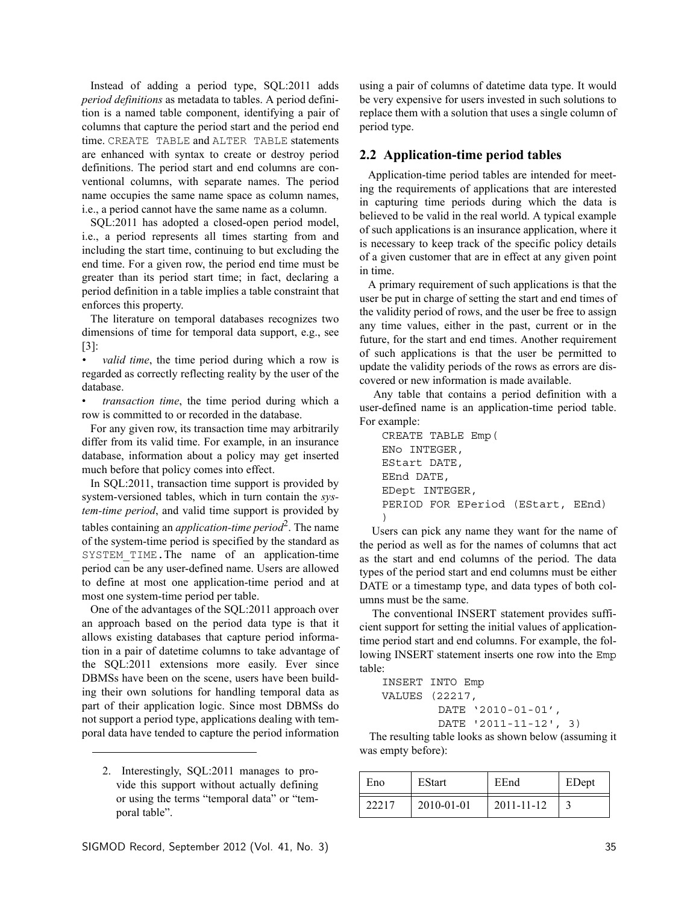Instead of adding a period type, SQL:2011 adds *period definitions* as metadata to tables. A period definition is a named table component, identifying a pair of columns that capture the period start and the period end time. `CREATE TABLE` and `ALTER TABLE` statements are enhanced with syntax to create or destroy period definitions. The period start and end columns are conventional columns, with separate names. The period name occupies the same name space as column names, i.e., a period cannot have the same name as a column.

SQL:2011 has adopted a closed-open period model, i.e., a period represents all times starting from and including the start time, continuing to but excluding the end time. For a given row, the period end time must be greater than its period start time; in fact, declaring a period definition in a table implies a table constraint that enforces this property.

The literature on temporal databases recognizes two dimensions of time for temporal data support, e.g., see [3]:

- *valid time*, the time period during which a row is regarded as correctly reflecting reality by the user of the database.
- *transaction time*, the time period during which a row is committed to or recorded in the database.

For any given row, its transaction time may arbitrarily differ from its valid time. For example, in an insurance database, information about a policy may get inserted much before that policy comes into effect.

In SQL:2011, transaction time support is provided by system-versioned tables, which in turn contain the *system-time period*, and valid time support is provided by tables containing an *application-time period*[2]. The name of the system-time period is specified by the standard as `SYSTEM_TIME`. The name of an application-time period can be any user-defined name. Users are allowed to define at most one application-time period and at most one system-time period per table.

One of the advantages of the SQL:2011 approach over an approach based on the period data type is that it allows existing databases that capture period information in a pair of datetime columns to take advantage of the SQL:2011 extensions more easily. Ever since DBMSs have been on the scene, users have been building their own solutions for handling temporal data as part of their application logic. Since most DBMSs do not support a period type, applications dealing with temporal data have tended to capture the period information using a pair of columns of datetime data type. It would be very expensive for users invested in such solutions to replace them with a solution that uses a single column of period type.

2. Interestingly, SQL:2011 manages to provide this support without actually defining or using the terms "temporal data" or "temporal table".

## 2.2 Application-time period tables

Application-time period tables are intended for meeting the requirements of applications that are interested in capturing time periods during which the data is believed to be valid in the real world. A typical example of such applications is an insurance application, where it is necessary to keep track of the specific policy details of a given customer that are in effect at any given point in time.

A primary requirement of such applications is that the user be put in charge of setting the start and end times of the validity period of rows, and the user be free to assign any time values, either in the past, current or in the future, for the start and end times. Another requirement of such applications is that the user be permitted to update the validity periods of the rows as errors are discovered or new information is made available.

Any table that contains a period definition with a user-defined name is an application-time period table. For example:

```
CREATE TABLE Emp(
ENo INTEGER,
EStart DATE,
EEnd DATE,
EDept INTEGER,
PERIOD FOR EPeriod (EStart, EEnd)
)
```

Users can pick any name they want for the name of the period as well as for the names of columns that act as the start and end columns of the period. The data types of the period start and end columns must be either DATE or a timestamp type, and data types of both columns must be the same.

The conventional INSERT statement provides sufficient support for setting the initial values of application-time period start and end columns. For example, the following INSERT statement inserts one row into the `Emp` table:

```
INSERT INTO Emp
VALUES (22217,
        DATE '2010-01-01',
        DATE '2011-11-12', 3)
```

The resulting table looks as shown below (assuming it was empty before):

| Eno | EStart | EEnd | EDept |
|---|---|---|---|
| 22217 | 2010-01-01 | 2011-11-12 | 3 |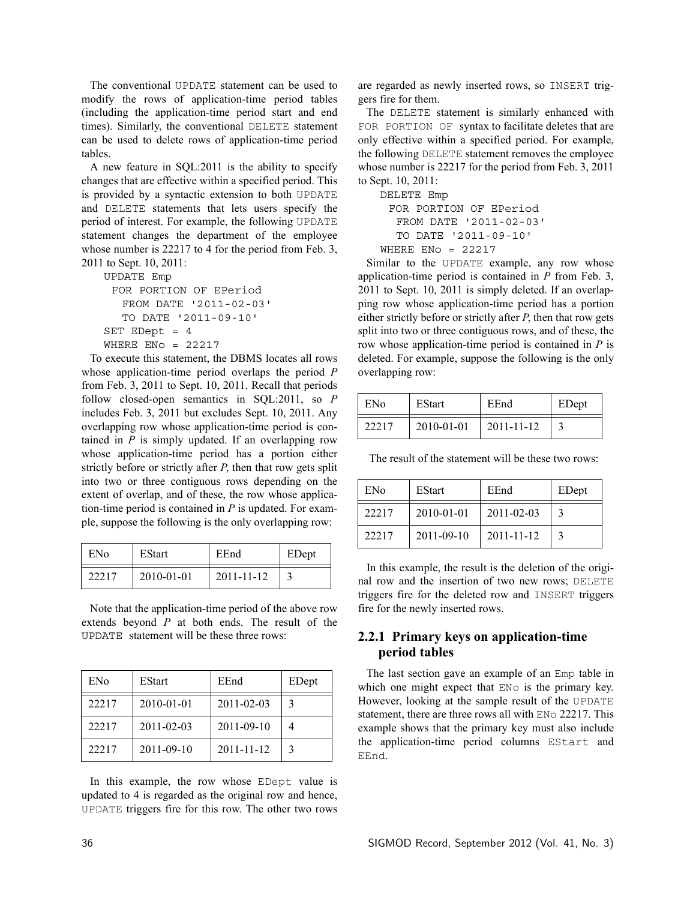The conventional UPDATE statement can be used to modify the rows of application-time period tables (including the application-time period start and end times). Similarly, the conventional DELETE statement can be used to delete rows of application-time period tables.

A new feature in SQL:2011 is the ability to specify changes that are effective within a specified period. This is provided by a syntactic extension to both UPDATE and DELETE statements that lets users specify the period of interest. For example, the following UPDATE statement changes the department of the employee whose number is 22217 to 4 for the period from Feb. 3, 2011 to Sept. 10, 2011:

```
UPDATE Emp
  FOR PORTION OF EPeriod
    FROM DATE '2011-02-03'
    TO DATE '2011-09-10'
SET EDept = 4
WHERE ENo = 22217
```

To execute this statement, the DBMS locates all rows whose application-time period overlaps the period *P* from Feb. 3, 2011 to Sept. 10, 2011. Recall that periods follow closed-open semantics in SQL:2011, so *P* includes Feb. 3, 2011 but excludes Sept. 10, 2011. Any overlapping row whose application-time period is contained in *P* is simply updated. If an overlapping row whose application-time period has a portion either strictly before or strictly after *P*, then that row gets split into two or three contiguous rows depending on the extent of overlap, and of these, the row whose application-time period is contained in *P* is updated. For example, suppose the following is the only overlapping row:

| ENo | EStart | EEnd | EDept |
|---|---|---|---|
| 22217 | 2010-01-01 | 2011-11-12 | 3 |

Note that the application-time period of the above row extends beyond *P* at both ends. The result of the UPDATE statement will be these three rows:

| ENo | EStart | EEnd | EDept |
|---|---|---|---|
| 22217 | 2010-01-01 | 2011-02-03 | 3 |
| 22217 | 2011-02-03 | 2011-09-10 | 4 |
| 22217 | 2011-09-10 | 2011-11-12 | 3 |

In this example, the row whose EDept value is updated to 4 is regarded as the original row and hence, UPDATE triggers fire for this row. The other two rows are regarded as newly inserted rows, so INSERT triggers fire for them.

The DELETE statement is similarly enhanced with FOR PORTION OF syntax to facilitate deletes that are only effective within a specified period. For example, the following DELETE statement removes the employee whose number is 22217 for the period from Feb. 3, 2011 to Sept. 10, 2011:

```
DELETE Emp
  FOR PORTION OF EPeriod
    FROM DATE '2011-02-03'
    TO DATE '2011-09-10'
WHERE ENo = 22217
```

Similar to the UPDATE example, any row whose application-time period is contained in *P* from Feb. 3, 2011 to Sept. 10, 2011 is simply deleted. If an overlapping row whose application-time period has a portion either strictly before or strictly after *P*, then that row gets split into two or three contiguous rows, and of these, the row whose application-time period is contained in *P* is deleted. For example, suppose the following is the only overlapping row:

| ENo | EStart | EEnd | EDept |
|---|---|---|---|
| 22217 | 2010-01-01 | 2011-11-12 | 3 |

The result of the statement will be these two rows:

| ENo | EStart | EEnd | EDept |
|---|---|---|---|
| 22217 | 2010-01-01 | 2011-02-03 | 3 |
| 22217 | 2011-09-10 | 2011-11-12 | 3 |

In this example, the result is the deletion of the original row and the insertion of two new rows; DELETE triggers fire for the deleted row and INSERT triggers fire for the newly inserted rows.

### 2.2.1 Primary keys on application-time period tables

The last section gave an example of an Emp table in which one might expect that ENo is the primary key. However, looking at the sample result of the UPDATE statement, there are three rows all with ENo 22217. This example shows that the primary key must also include the application-time period columns EStart and EEnd.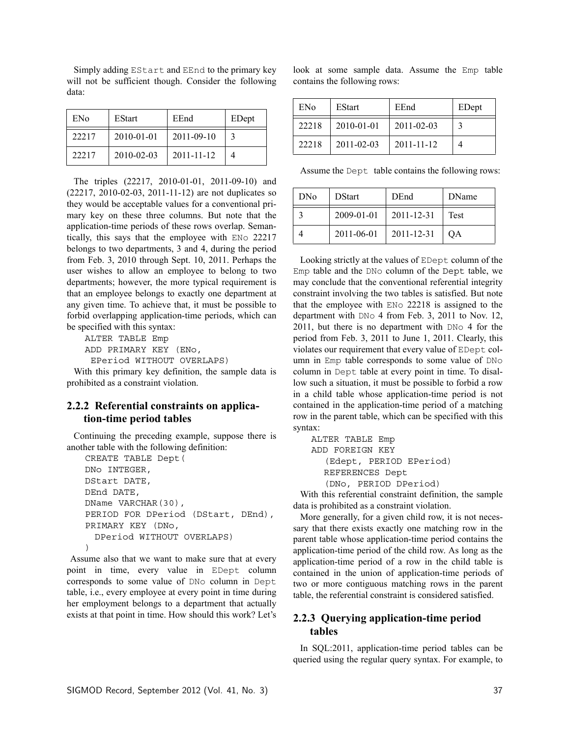Simply adding EStart and EEnd to the primary key will not be sufficient though. Consider the following data:

| ENo | EStart | EEnd | EDept |
|---|---|---|---|
| 22217 | 2010-01-01 | 2011-09-10 | 3 |
| 22217 | 2010-02-03 | 2011-11-12 | 4 |

The triples (22217, 2010-01-01, 2011-09-10) and (22217, 2010-02-03, 2011-11-12) are not duplicates so they would be acceptable values for a conventional primary key on these three columns. But note that the application-time periods of these rows overlap. Semantically, this says that the employee with ENo 22217 belongs to two departments, 3 and 4, during the period from Feb. 3, 2010 through Sept. 10, 2011. Perhaps the user wishes to allow an employee to belong to two departments; however, the more typical requirement is that an employee belongs to exactly one department at any given time. To achieve that, it must be possible to forbid overlapping application-time periods, which can be specified with this syntax:

```
ALTER TABLE Emp
ADD PRIMARY KEY (ENo,
 EPeriod WITHOUT OVERLAPS)
```

With this primary key definition, the sample data is prohibited as a constraint violation.

### 2.2.2 Referential constraints on application-time period tables

Continuing the preceding example, suppose there is another table with the following definition:

```
CREATE TABLE Dept(
DNo INTEGER,
DStart DATE,
DEnd DATE,
DName VARCHAR(30),
PERIOD FOR DPeriod (DStart, DEnd),
PRIMARY KEY (DNo,
  DPeriod WITHOUT OVERLAPS)
)
```

Assume also that we want to make sure that at every point in time, every value in EDept column corresponds to some value of DNo column in Dept table, i.e., every employee at every point in time during her employment belongs to a department that actually exists at that point in time. How should this work? Let's look at some sample data. Assume the Emp table contains the following rows:

| ENo | EStart | EEnd | EDept |
|---|---|---|---|
| 22218 | 2010-01-01 | 2011-02-03 | 3 |
| 22218 | 2011-02-03 | 2011-11-12 | 4 |

Assume the Dept table contains the following rows:

| DNo | DStart | DEnd | DName |
|---|---|---|---|
| 3 | 2009-01-01 | 2011-12-31 | Test |
| 4 | 2011-06-01 | 2011-12-31 | QA |

Looking strictly at the values of EDept column of the Emp table and the DNo column of the Dept table, we may conclude that the conventional referential integrity constraint involving the two tables is satisfied. But note that the employee with ENo 22218 is assigned to the department with DNo 4 from Feb. 3, 2011 to Nov. 12, 2011, but there is no department with DNo 4 for the period from Feb. 3, 2011 to June 1, 2011. Clearly, this violates our requirement that every value of EDept column in Emp table corresponds to some value of DNo column in Dept table at every point in time. To disallow such a situation, it must be possible to forbid a row in a child table whose application-time period is not contained in the application-time period of a matching row in the parent table, which can be specified with this syntax:

```
ALTER TABLE Emp
ADD FOREIGN KEY
   (Edept, PERIOD EPeriod)
   REFERENCES Dept
   (DNo, PERIOD DPeriod)
```

With this referential constraint definition, the sample data is prohibited as a constraint violation.

More generally, for a given child row, it is not necessary that there exists exactly one matching row in the parent table whose application-time period contains the application-time period of the child row. As long as the application-time period of a row in the child table is contained in the union of application-time periods of two or more contiguous matching rows in the parent table, the referential constraint is considered satisfied.

### 2.2.3 Querying application-time period tables

In SQL:2011, application-time period tables can be queried using the regular query syntax. For example, to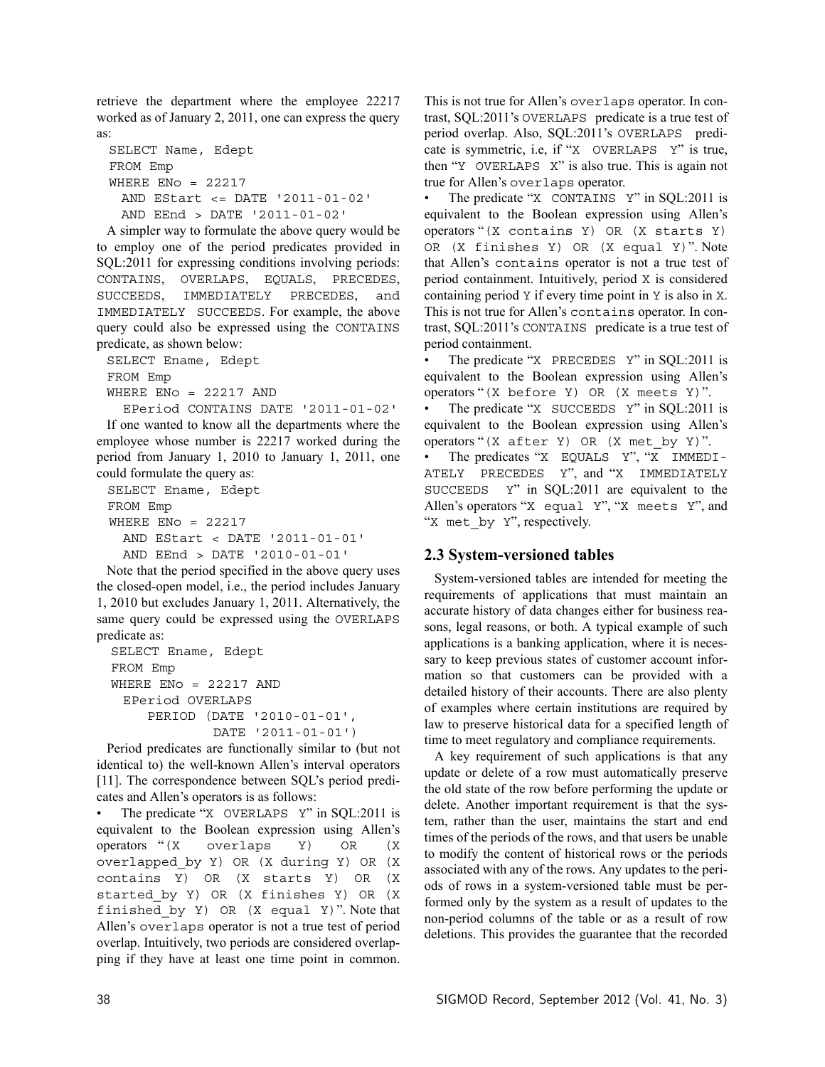retrieve the department where the employee 22217 worked as of January 2, 2011, one can express the query as:

```
SELECT Name, Edept
FROM Emp
WHERE ENo = 22217
  AND EStart <= DATE '2011-01-02'
  AND EEnd > DATE '2011-01-02'
```

A simpler way to formulate the above query would be to employ one of the period predicates provided in SQL:2011 for expressing conditions involving periods: CONTAINS, OVERLAPS, EQUALS, PRECEDES, SUCCEEDS, IMMEDIATELY PRECEDES, and IMMEDIATELY SUCCEEDS. For example, the above query could also be expressed using the CONTAINS predicate, as shown below:

```
SELECT Ename, Edept
FROM Emp
WHERE ENo = 22217 AND
  EPeriod CONTAINS DATE '2011-01-02'
```

If one wanted to know all the departments where the employee whose number is 22217 worked during the period from January 1, 2010 to January 1, 2011, one could formulate the query as:

```
SELECT Ename, Edept
FROM Emp
WHERE ENo = 22217
  AND EStart < DATE '2011-01-01'
  AND EEnd > DATE '2010-01-01'
```

Note that the period specified in the above query uses the closed-open model, i.e., the period includes January 1, 2010 but excludes January 1, 2011. Alternatively, the same query could be expressed using the OVERLAPS predicate as:

```
SELECT Ename, Edept
FROM Emp
WHERE ENo = 22217 AND
  EPeriod OVERLAPS
     PERIOD (DATE '2010-01-01',
             DATE '2011-01-01')
```

Period predicates are functionally similar to (but not identical to) the well-known Allen's interval operators [11]. The correspondence between SQL's period predicates and Allen's operators is as follows:

- The predicate "X OVERLAPS Y" in SQL:2011 is equivalent to the Boolean expression using Allen's operators "(X overlaps Y) OR (X overlapped_by Y) OR (X during Y) OR (X contains Y) OR (X starts Y) OR (X started_by Y) OR (X finishes Y) OR (X finished_by Y) OR (X equal Y)". Note that Allen's overlaps operator is not a true test of period overlap. Intuitively, two periods are considered overlapping if they have at least one time point in common. This is not true for Allen's overlaps operator. In contrast, SQL:2011's OVERLAPS predicate is a true test of period overlap. Also, SQL:2011's OVERLAPS predicate is symmetric, i.e, if "X OVERLAPS Y" is true, then "Y OVERLAPS X" is also true. This is again not true for Allen's overlaps operator.
- The predicate "X CONTAINS Y" in SQL:2011 is equivalent to the Boolean expression using Allen's operators "(X contains Y) OR (X starts Y) OR (X finishes Y) OR (X equal Y)". Note that Allen's contains operator is not a true test of period containment. Intuitively, period X is considered containing period Y if every time point in Y is also in X. This is not true for Allen's contains operator. In contrast, SQL:2011's CONTAINS predicate is a true test of period containment.
- The predicate "X PRECEDES Y" in SQL:2011 is equivalent to the Boolean expression using Allen's operators "(X before Y) OR (X meets Y)".
- The predicate "X SUCCEEDS Y" in SQL:2011 is equivalent to the Boolean expression using Allen's operators "(X after Y) OR (X met_by Y)".
- The predicates "X EQUALS Y", "X IMMEDIATELY PRECEDES Y", and "X IMMEDIATELY SUCCEEDS Y" in SQL:2011 are equivalent to the Allen's operators "X equal Y", "X meets Y", and "X met_by Y", respectively.

## 2.3 System-versioned tables

System-versioned tables are intended for meeting the requirements of applications that must maintain an accurate history of data changes either for business reasons, legal reasons, or both. A typical example of such applications is a banking application, where it is necessary to keep previous states of customer account information so that customers can be provided with a detailed history of their accounts. There are also plenty of examples where certain institutions are required by law to preserve historical data for a specified length of time to meet regulatory and compliance requirements.

A key requirement of such applications is that any update or delete of a row must automatically preserve the old state of the row before performing the update or delete. Another important requirement is that the system, rather than the user, maintains the start and end times of the periods of the rows, and that users be unable to modify the content of historical rows or the periods associated with any of the rows. Any updates to the periods of rows in a system-versioned table must be performed only by the system as a result of updates to the non-period columns of the table or as a result of row deletions. This provides the guarantee that the recorded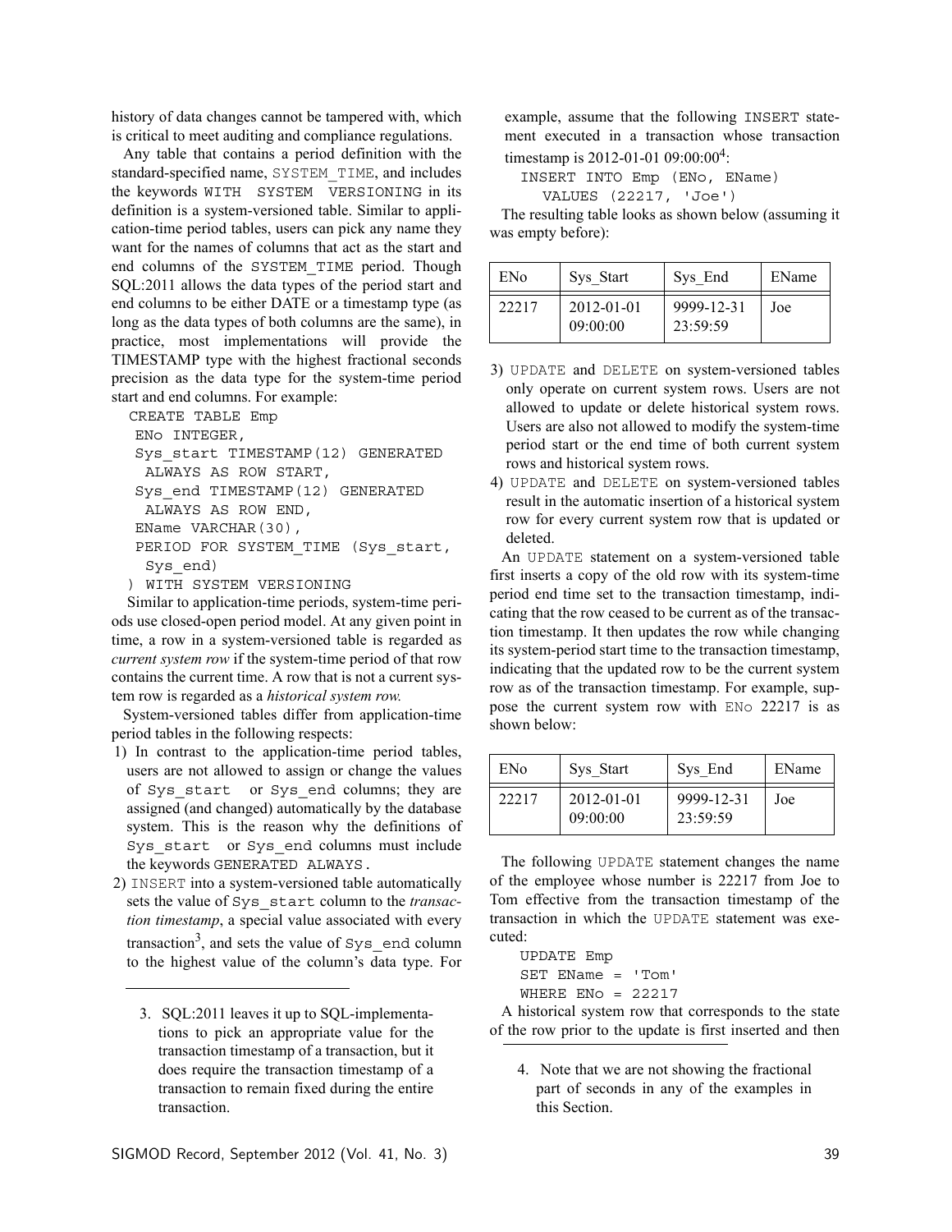history of data changes cannot be tampered with, which is critical to meet auditing and compliance regulations.

Any table that contains a period definition with the standard-specified name, SYSTEM_TIME, and includes the keywords WITH SYSTEM VERSIONING in its definition is a system-versioned table. Similar to application-time period tables, users can pick any name they want for the names of columns that act as the start and end columns of the SYSTEM_TIME period. Though SQL:2011 allows the data types of the period start and end columns to be either DATE or a timestamp type (as long as the data types of both columns are the same), in practice, most implementations will provide the TIMESTAMP type with the highest fractional seconds precision as the data type for the system-time period start and end columns. For example:

```
CREATE TABLE Emp
 ENo INTEGER,
 Sys_start TIMESTAMP(12) GENERATED
   ALWAYS AS ROW START,
 Sys_end TIMESTAMP(12) GENERATED
   ALWAYS AS ROW END,
 EName VARCHAR(30),
 PERIOD FOR SYSTEM_TIME (Sys_start,
   Sys_end)
) WITH SYSTEM VERSIONING
```

Similar to application-time periods, system-time periods use closed-open period model. At any given point in time, a row in a system-versioned table is regarded as *current system row* if the system-time period of that row contains the current time. A row that is not a current system row is regarded as a *historical system row.*

System-versioned tables differ from application-time period tables in the following respects:

1) In contrast to the application-time period tables, users are not allowed to assign or change the values of Sys_start or Sys_end columns; they are assigned (and changed) automatically by the database system. This is the reason why the definitions of Sys_start or Sys_end columns must include the keywords GENERATED ALWAYS.
2) INSERT into a system-versioned table automatically sets the value of Sys_start column to the *transaction timestamp*, a special value associated with every transaction[3], and sets the value of Sys_end column to the highest value of the column's data type. For example, assume that the following INSERT statement executed in a transaction whose transaction timestamp is 2012-01-01 09:00:00[4]:

```
INSERT INTO Emp (ENo, EName)
   VALUES (22217, 'Joe')
```

The resulting table looks as shown below (assuming it was empty before):

| ENo | Sys_Start | Sys_End | EName |
|---|---|---|---|
| 22217 | 2012-01-01 09:00:00 | 9999-12-31 23:59:59 | Joe |

3) UPDATE and DELETE on system-versioned tables only operate on current system rows. Users are not allowed to update or delete historical system rows. Users are also not allowed to modify the system-time period start or the end time of both current system rows and historical system rows.
4) UPDATE and DELETE on system-versioned tables result in the automatic insertion of a historical system row for every current system row that is updated or deleted.

An UPDATE statement on a system-versioned table first inserts a copy of the old row with its system-time period end time set to the transaction timestamp, indicating that the row ceased to be current as of the transaction timestamp. It then updates the row while changing its system-period start time to the transaction timestamp, indicating that the updated row to be the current system row as of the transaction timestamp. For example, suppose the current system row with ENo 22217 is as shown below:

| ENo | Sys_Start | Sys_End | EName |
|---|---|---|---|
| 22217 | 2012-01-01 09:00:00 | 9999-12-31 23:59:59 | Joe |

The following UPDATE statement changes the name of the employee whose number is 22217 from Joe to Tom effective from the transaction timestamp of the transaction in which the UPDATE statement was executed:

```
UPDATE Emp
SET EName = 'Tom'
WHERE ENo = 22217
```

A historical system row that corresponds to the state of the row prior to the update is first inserted and then

3. SQL:2011 leaves it up to SQL-implementations to pick an appropriate value for the transaction timestamp of a transaction, but it does require the transaction timestamp of a transaction to remain fixed during the entire transaction.

4. Note that we are not showing the fractional part of seconds in any of the examples in this Section.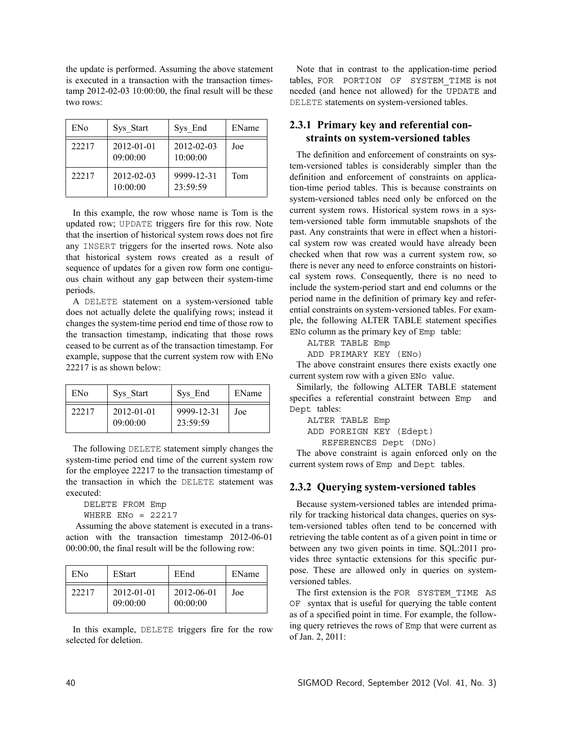the update is performed. Assuming the above statement is executed in a transaction with the transaction timestamp 2012-02-03 10:00:00, the final result will be these two rows:

| ENo | Sys_Start | Sys_End | EName |
|---|---|---|---|
| 22217 | 2012-01-01 09:00:00 | 2012-02-03 10:00:00 | Joe |
| 22217 | 2012-02-03 10:00:00 | 9999-12-31 23:59:59 | Tom |

In this example, the row whose name is Tom is the updated row; UPDATE triggers fire for this row. Note that the insertion of historical system rows does not fire any INSERT triggers for the inserted rows. Note also that historical system rows created as a result of sequence of updates for a given row form one contiguous chain without any gap between their system-time periods.

A DELETE statement on a system-versioned table does not actually delete the qualifying rows; instead it changes the system-time period end time of those row to the transaction timestamp, indicating that those rows ceased to be current as of the transaction timestamp. For example, suppose that the current system row with ENo 22217 is as shown below:

| ENo | Sys_Start | Sys_End | EName |
|---|---|---|---|
| 22217 | 2012-01-01 09:00:00 | 9999-12-31 23:59:59 | Joe |

The following DELETE statement simply changes the system-time period end time of the current system row for the employee 22217 to the transaction timestamp of the transaction in which the DELETE statement was executed:

```
DELETE FROM Emp
WHERE ENo = 22217
```

Assuming the above statement is executed in a transaction with the transaction timestamp 2012-06-01 00:00:00, the final result will be the following row:

| ENo | EStart | EEnd | EName |
|---|---|---|---|
| 22217 | 2012-01-01 09:00:00 | 2012-06-01 00:00:00 | Joe |

In this example, DELETE triggers fire for the row selected for deletion.

Note that in contrast to the application-time period tables, FOR PORTION OF SYSTEM_TIME is not needed (and hence not allowed) for the UPDATE and DELETE statements on system-versioned tables.

### 2.3.1 Primary key and referential constraints on system-versioned tables

The definition and enforcement of constraints on system-versioned tables is considerably simpler than the definition and enforcement of constraints on application-time period tables. This is because constraints on system-versioned tables need only be enforced on the current system rows. Historical system rows in a system-versioned table form immutable snapshots of the past. Any constraints that were in effect when a historical system row was created would have already been checked when that row was a current system row, so there is never any need to enforce constraints on historical system rows. Consequently, there is no need to include the system-period start and end columns or the period name in the definition of primary key and referential constraints on system-versioned tables. For example, the following ALTER TABLE statement specifies ENo column as the primary key of Emp table:

```
ALTER TABLE Emp
ADD PRIMARY KEY (ENo)
```

The above constraint ensures there exists exactly one current system row with a given ENo value.

Similarly, the following ALTER TABLE statement specifies a referential constraint between Emp and Dept tables:

```
ALTER TABLE Emp
ADD FOREIGN KEY (Edept)
   REFERENCES Dept (DNo)
```

The above constraint is again enforced only on the current system rows of Emp and Dept tables.

### 2.3.2 Querying system-versioned tables

Because system-versioned tables are intended primarily for tracking historical data changes, queries on system-versioned tables often tend to be concerned with retrieving the table content as of a given point in time or between any two given points in time. SQL:2011 provides three syntactic extensions for this specific purpose. These are allowed only in queries on system-versioned tables.

The first extension is the FOR SYSTEM_TIME AS OF syntax that is useful for querying the table content as of a specified point in time. For example, the following query retrieves the rows of Emp that were current as of Jan. 2, 2011: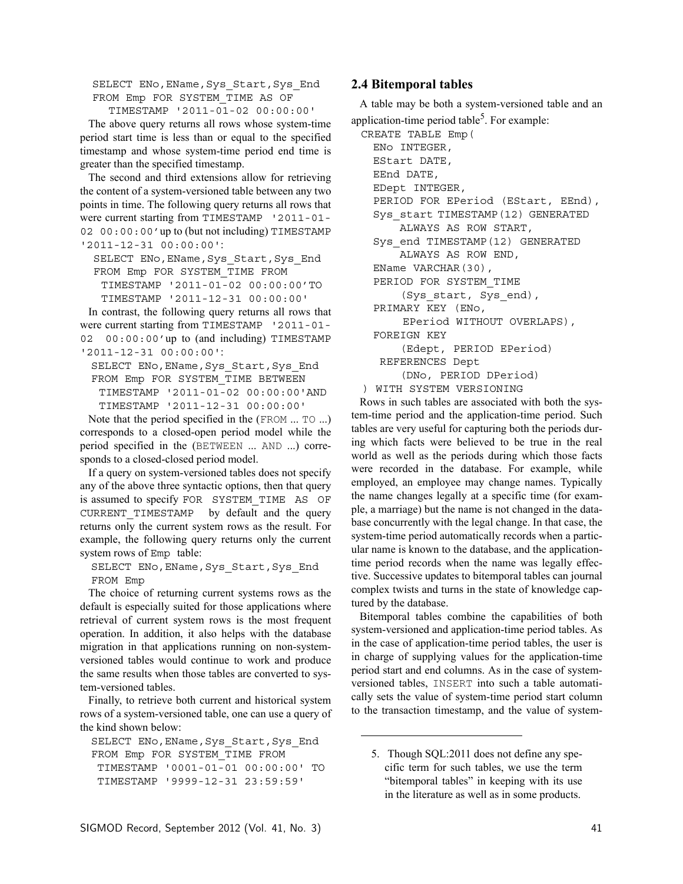```
SELECT ENo,EName,Sys_Start,Sys_End
FROM Emp FOR SYSTEM_TIME AS OF
   TIMESTAMP '2011-01-02 00:00:00'
```

The above query returns all rows whose system-time period start time is less than or equal to the specified timestamp and whose system-time period end time is greater than the specified timestamp.

The second and third extensions allow for retrieving the content of a system-versioned table between any two points in time. The following query returns all rows that were current starting from TIMESTAMP '2011-01-02 00:00:00' up to (but not including) TIMESTAMP '2011-12-31 00:00:00':

```
SELECT ENo,EName,Sys_Start,Sys_End
FROM Emp FOR SYSTEM_TIME FROM
  TIMESTAMP '2011-01-02 00:00:00'TO
  TIMESTAMP '2011-12-31 00:00:00'
```

In contrast, the following query returns all rows that were current starting from TIMESTAMP '2011-01-02 00:00:00' up to (and including) TIMESTAMP '2011-12-31 00:00:00':

```
SELECT ENo,EName,Sys_Start,Sys_End
FROM Emp FOR SYSTEM_TIME BETWEEN
  TIMESTAMP '2011-01-02 00:00:00'AND
  TIMESTAMP '2011-12-31 00:00:00'
```

Note that the period specified in the (FROM ... TO ...) corresponds to a closed-open period model while the period specified in the (BETWEEN ... AND ...) corresponds to a closed-closed period model.

If a query on system-versioned tables does not specify any of the above three syntactic options, then that query is assumed to specify FOR SYSTEM_TIME AS OF CURRENT_TIMESTAMP by default and the query returns only the current system rows as the result. For example, the following query returns only the current system rows of Emp table:

```
SELECT ENo,EName,Sys_Start,Sys_End
FROM Emp
```

The choice of returning current systems rows as the default is especially suited for those applications where retrieval of current system rows is the most frequent operation. In addition, it also helps with the database migration in that applications running on non-system-versioned tables would continue to work and produce the same results when those tables are converted to system-versioned tables.

Finally, to retrieve both current and historical system rows of a system-versioned table, one can use a query of the kind shown below:

```
SELECT ENo,EName,Sys_Start,Sys_End
FROM Emp FOR SYSTEM_TIME FROM
 TIMESTAMP '0001-01-01 00:00:00' TO
 TIMESTAMP '9999-12-31 23:59:59'
```

## 2.4 Bitemporal tables

A table may be both a system-versioned table and an application-time period table[5]. For example:

```
CREATE TABLE Emp(
  ENo INTEGER,
  EStart DATE,
  EEnd DATE,
  EDept INTEGER,
  PERIOD FOR EPeriod (EStart, EEnd),
  Sys_start TIMESTAMP(12) GENERATED
      ALWAYS AS ROW START,
  Sys_end TIMESTAMP(12) GENERATED
      ALWAYS AS ROW END,
  EName VARCHAR(30),
  PERIOD FOR SYSTEM_TIME
      (Sys_start, Sys_end),
  PRIMARY KEY (ENo,
       EPeriod WITHOUT OVERLAPS),
  FOREIGN KEY
      (Edept, PERIOD EPeriod)
   REFERENCES Dept
      (DNo, PERIOD DPeriod)
) WITH SYSTEM VERSIONING
```

Rows in such tables are associated with both the system-time period and the application-time period. Such tables are very useful for capturing both the periods during which facts were believed to be true in the real world as well as the periods during which those facts were recorded in the database. For example, while employed, an employee may change names. Typically the name changes legally at a specific time (for example, a marriage) but the name is not changed in the database concurrently with the legal change. In that case, the system-time period automatically records when a particular name is known to the database, and the application-time period records when the name was legally effective. Successive updates to bitemporal tables can journal complex twists and turns in the state of knowledge captured by the database.

Bitemporal tables combine the capabilities of both system-versioned and application-time period tables. As in the case of application-time period tables, the user is in charge of supplying values for the application-time period start and end columns. As in the case of system-versioned tables, INSERT into such a table automatically sets the value of system-time period start column to the transaction timestamp, and the value of system-

5. Though SQL:2011 does not define any specific term for such tables, we use the term "bitemporal tables" in keeping with its use in the literature as well as in some products.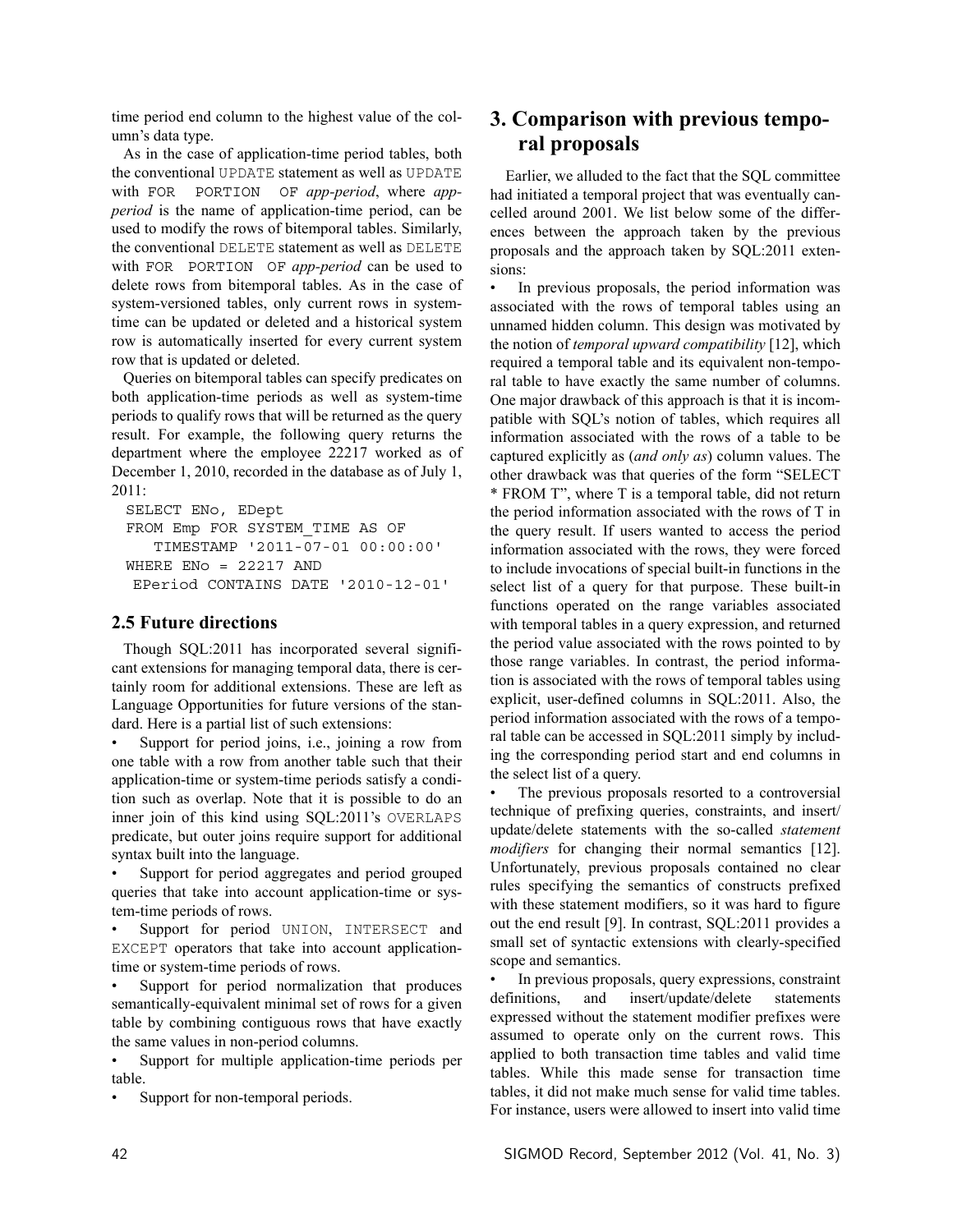time period end column to the highest value of the column's data type.

As in the case of application-time period tables, both the conventional UPDATE statement as well as UPDATE with FOR PORTION OF *app-period*, where *app-period* is the name of application-time period, can be used to modify the rows of bitemporal tables. Similarly, the conventional DELETE statement as well as DELETE with FOR PORTION OF *app-period* can be used to delete rows from bitemporal tables. As in the case of system-versioned tables, only current rows in system-time can be updated or deleted and a historical system row is automatically inserted for every current system row that is updated or deleted.

Queries on bitemporal tables can specify predicates on both application-time periods as well as system-time periods to qualify rows that will be returned as the query result. For example, the following query returns the department where the employee 22217 worked as of December 1, 2010, recorded in the database as of July 1, 2011:

```
SELECT ENo, EDept
FROM Emp FOR SYSTEM_TIME AS OF
   TIMESTAMP '2011-07-01 00:00:00'
WHERE ENo = 22217 AND
 EPeriod CONTAINS DATE '2010-12-01'
```

## 2.5 Future directions

Though SQL:2011 has incorporated several significant extensions for managing temporal data, there is certainly room for additional extensions. These are left as Language Opportunities for future versions of the standard. Here is a partial list of such extensions:

- Support for period joins, i.e., joining a row from one table with a row from another table such that their application-time or system-time periods satisfy a condition such as overlap. Note that it is possible to do an inner join of this kind using SQL:2011's OVERLAPS predicate, but outer joins require support for additional syntax built into the language.
- Support for period aggregates and period grouped queries that take into account application-time or system-time periods of rows.
- Support for period UNION, INTERSECT and EXCEPT operators that take into account application-time or system-time periods of rows.
- Support for period normalization that produces semantically-equivalent minimal set of rows for a given table by combining contiguous rows that have exactly the same values in non-period columns.
- Support for multiple application-time periods per table.
- Support for non-temporal periods.

# 3. Comparison with previous temporal proposals

Earlier, we alluded to the fact that the SQL committee had initiated a temporal project that was eventually cancelled around 2001. We list below some of the differences between the approach taken by the previous proposals and the approach taken by SQL:2011 extensions:

- In previous proposals, the period information was associated with the rows of temporal tables using an unnamed hidden column. This design was motivated by the notion of *temporal upward compatibility* [12], which required a temporal table and its equivalent non-temporal table to have exactly the same number of columns. One major drawback of this approach is that it is incompatible with SQL's notion of tables, which requires all information associated with the rows of a table to be captured explicitly as (*and only as*) column values. The other drawback was that queries of the form "SELECT * FROM T", where T is a temporal table, did not return the period information associated with the rows of T in the query result. If users wanted to access the period information associated with the rows, they were forced to include invocations of special built-in functions in the select list of a query for that purpose. These built-in functions operated on the range variables associated with temporal tables in a query expression, and returned the period value associated with the rows pointed to by those range variables. In contrast, the period information is associated with the rows of temporal tables using explicit, user-defined columns in SQL:2011. Also, the period information associated with the rows of a temporal table can be accessed in SQL:2011 simply by including the corresponding period start and end columns in the select list of a query.
- The previous proposals resorted to a controversial technique of prefixing queries, constraints, and insert/update/delete statements with the so-called *statement modifiers* for changing their normal semantics [12]. Unfortunately, previous proposals contained no clear rules specifying the semantics of constructs prefixed with these statement modifiers, so it was hard to figure out the end result [9]. In contrast, SQL:2011 provides a small set of syntactic extensions with clearly-specified scope and semantics.
- In previous proposals, query expressions, constraint definitions, and insert/update/delete statements expressed without the statement modifier prefixes were assumed to operate only on the current rows. This applied to both transaction time tables and valid time tables. While this made sense for transaction time tables, it did not make much sense for valid time tables. For instance, users were allowed to insert into valid time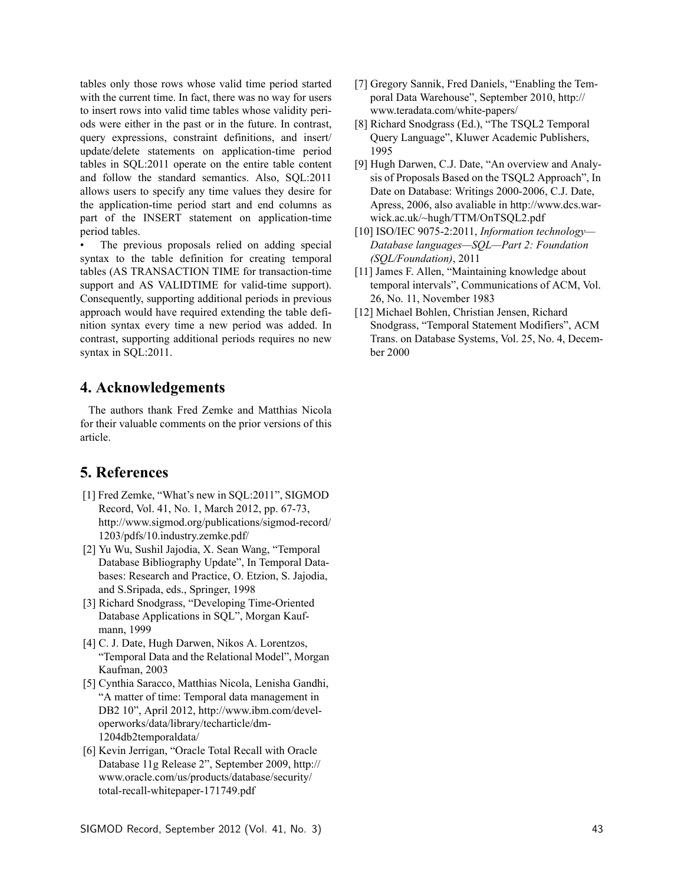tables only those rows whose valid time period started with the current time. In fact, there was no way for users to insert rows into valid time tables whose validity periods were either in the past or in the future. In contrast, query expressions, constraint definitions, and insert/update/delete statements on application-time period tables in SQL:2011 operate on the entire table content and follow the standard semantics. Also, SQL:2011 allows users to specify any time values they desire for the application-time period start and end columns as part of the INSERT statement on application-time period tables.

- The previous proposals relied on adding special syntax to the table definition for creating temporal tables (AS TRANSACTION TIME for transaction-time support and AS VALIDTIME for valid-time support). Consequently, supporting additional periods in previous approach would have required extending the table definition syntax every time a new period was added. In contrast, supporting additional periods requires no new syntax in SQL:2011.

## 4. Acknowledgements

The authors thank Fred Zemke and Matthias Nicola for their valuable comments on the prior versions of this article.

## 5. References

[1] Fred Zemke, "What's new in SQL:2011", SIGMOD Record, Vol. 41, No. 1, March 2012, pp. 67-73, http://www.sigmod.org/publications/sigmod-record/1203/pdfs/10.industry.zemke.pdf/

[2] Yu Wu, Sushil Jajodia, X. Sean Wang, "Temporal Database Bibliography Update", In Temporal Databases: Research and Practice, O. Etzion, S. Jajodia, and S.Sripada, eds., Springer, 1998

[3] Richard Snodgrass, "Developing Time-Oriented Database Applications in SQL", Morgan Kaufmann, 1999

[4] C. J. Date, Hugh Darwen, Nikos A. Lorentzos, "Temporal Data and the Relational Model", Morgan Kaufman, 2003

[5] Cynthia Saracco, Matthias Nicola, Lenisha Gandhi, "A matter of time: Temporal data management in DB2 10", April 2012, http://www.ibm.com/developerworks/data/library/techarticle/dm-1204db2temporaldata/

[6] Kevin Jerrigan, "Oracle Total Recall with Oracle Database 11g Release 2", September 2009, http://www.oracle.com/us/products/database/security/total-recall-whitepaper-171749.pdf

[7] Gregory Sannik, Fred Daniels, "Enabling the Temporal Data Warehouse", September 2010, http://www.teradata.com/white-papers/

[8] Richard Snodgrass (Ed.), "The TSQL2 Temporal Query Language", Kluwer Academic Publishers, 1995

[9] Hugh Darwen, C.J. Date, "An overview and Analysis of Proposals Based on the TSQL2 Approach", In Date on Database: Writings 2000-2006, C.J. Date, Apress, 2006, also avaliable in http://www.dcs.warwick.ac.uk/~hugh/TTM/OnTSQL2.pdf

[10] ISO/IEC 9075-2:2011, *Information technology—Database languages—SQL—Part 2: Foundation (SQL/Foundation)*, 2011

[11] James F. Allen, "Maintaining knowledge about temporal intervals", Communications of ACM, Vol. 26, No. 11, November 1983

[12] Michael Bohlen, Christian Jensen, Richard Snodgrass, "Temporal Statement Modifiers", ACM Trans. on Database Systems, Vol. 25, No. 4, December 2000